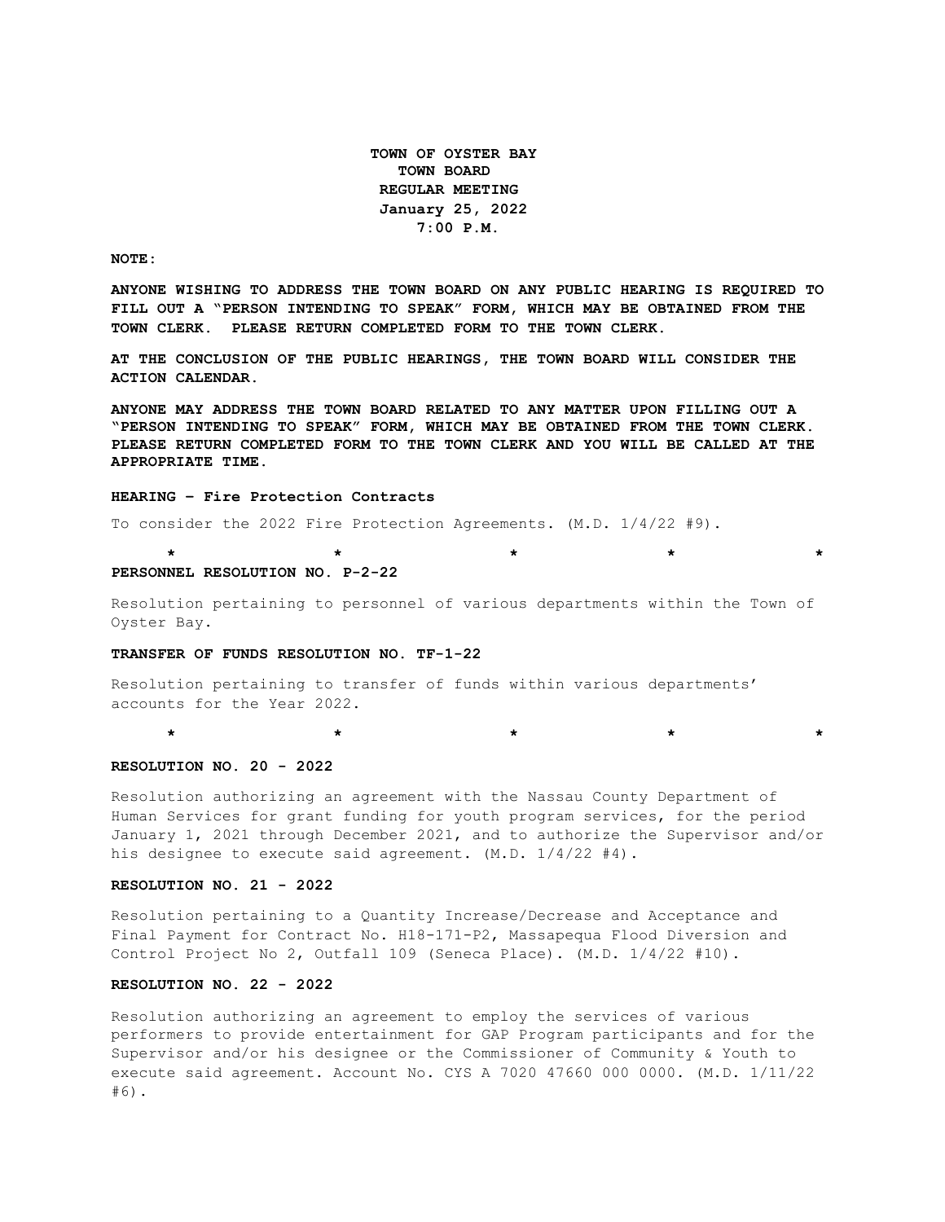**TOWN OF OYSTER BAY**
**TOWN BOARD**
**REGULAR MEETING**
**January 25, 2022**
**7:00 P.M.**

**NOTE:**

**ANYONE WISHING TO ADDRESS THE TOWN BOARD ON ANY PUBLIC HEARING IS REQUIRED TO FILL OUT A "PERSON INTENDING TO SPEAK" FORM, WHICH MAY BE OBTAINED FROM THE TOWN CLERK. PLEASE RETURN COMPLETED FORM TO THE TOWN CLERK.**

**AT THE CONCLUSION OF THE PUBLIC HEARINGS, THE TOWN BOARD WILL CONSIDER THE ACTION CALENDAR.**

**ANYONE MAY ADDRESS THE TOWN BOARD RELATED TO ANY MATTER UPON FILLING OUT A "PERSON INTENDING TO SPEAK" FORM, WHICH MAY BE OBTAINED FROM THE TOWN CLERK. PLEASE RETURN COMPLETED FORM TO THE TOWN CLERK AND YOU WILL BE CALLED AT THE APPROPRIATE TIME.**

**HEARING – Fire Protection Contracts**

To consider the 2022 Fire Protection Agreements. (M.D. 1/4/22 #9).

\* \* \* \* \*

**PERSONNEL RESOLUTION NO. P-2-22**

Resolution pertaining to personnel of various departments within the Town of Oyster Bay.

**TRANSFER OF FUNDS RESOLUTION NO. TF-1-22**

Resolution pertaining to transfer of funds within various departments' accounts for the Year 2022.

\* \* \* \* \*

**RESOLUTION NO. 20 - 2022**

Resolution authorizing an agreement with the Nassau County Department of Human Services for grant funding for youth program services, for the period January 1, 2021 through December 2021, and to authorize the Supervisor and/or his designee to execute said agreement. (M.D. 1/4/22 #4).

**RESOLUTION NO. 21 - 2022**

Resolution pertaining to a Quantity Increase/Decrease and Acceptance and Final Payment for Contract No. H18-171-P2, Massapequa Flood Diversion and Control Project No 2, Outfall 109 (Seneca Place). (M.D. 1/4/22 #10).

**RESOLUTION NO. 22 - 2022**

Resolution authorizing an agreement to employ the services of various performers to provide entertainment for GAP Program participants and for the Supervisor and/or his designee or the Commissioner of Community & Youth to execute said agreement. Account No. CYS A 7020 47660 000 0000. (M.D. 1/11/22 #6).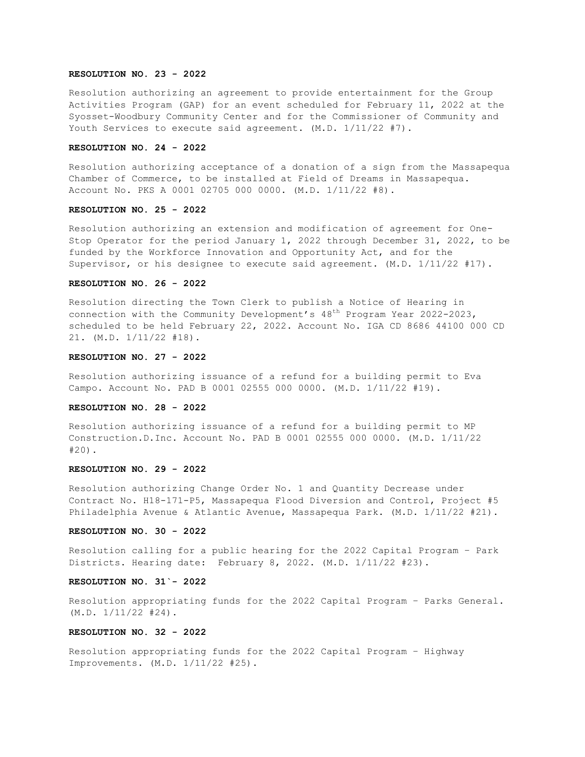**RESOLUTION NO. 23 - 2022**

Resolution authorizing an agreement to provide entertainment for the Group Activities Program (GAP) for an event scheduled for February 11, 2022 at the Syosset-Woodbury Community Center and for the Commissioner of Community and Youth Services to execute said agreement. (M.D. 1/11/22 #7).

**RESOLUTION NO. 24 - 2022**

Resolution authorizing acceptance of a donation of a sign from the Massapequa Chamber of Commerce, to be installed at Field of Dreams in Massapequa. Account No. PKS A 0001 02705 000 0000. (M.D. 1/11/22 #8).

**RESOLUTION NO. 25 - 2022**

Resolution authorizing an extension and modification of agreement for One-Stop Operator for the period January 1, 2022 through December 31, 2022, to be funded by the Workforce Innovation and Opportunity Act, and for the Supervisor, or his designee to execute said agreement. (M.D. 1/11/22 #17).

**RESOLUTION NO. 26 - 2022**

Resolution directing the Town Clerk to publish a Notice of Hearing in connection with the Community Development's 48th Program Year 2022-2023, scheduled to be held February 22, 2022. Account No. IGA CD 8686 44100 000 CD 21. (M.D. 1/11/22 #18).

**RESOLUTION NO. 27 - 2022**

Resolution authorizing issuance of a refund for a building permit to Eva Campo. Account No. PAD B 0001 02555 000 0000. (M.D. 1/11/22 #19).

**RESOLUTION NO. 28 - 2022**

Resolution authorizing issuance of a refund for a building permit to MP Construction.D.Inc. Account No. PAD B 0001 02555 000 0000. (M.D. 1/11/22 #20).

**RESOLUTION NO. 29 - 2022**

Resolution authorizing Change Order No. 1 and Quantity Decrease under Contract No. H18-171-P5, Massapequa Flood Diversion and Control, Project #5 Philadelphia Avenue & Atlantic Avenue, Massapequa Park. (M.D. 1/11/22 #21).

**RESOLUTION NO. 30 - 2022**

Resolution calling for a public hearing for the 2022 Capital Program – Park Districts. Hearing date: February 8, 2022. (M.D. 1/11/22 #23).

**RESOLUTION NO. 31`- 2022**

Resolution appropriating funds for the 2022 Capital Program – Parks General. (M.D. 1/11/22 #24).

**RESOLUTION NO. 32 - 2022**

Resolution appropriating funds for the 2022 Capital Program – Highway Improvements. (M.D. 1/11/22 #25).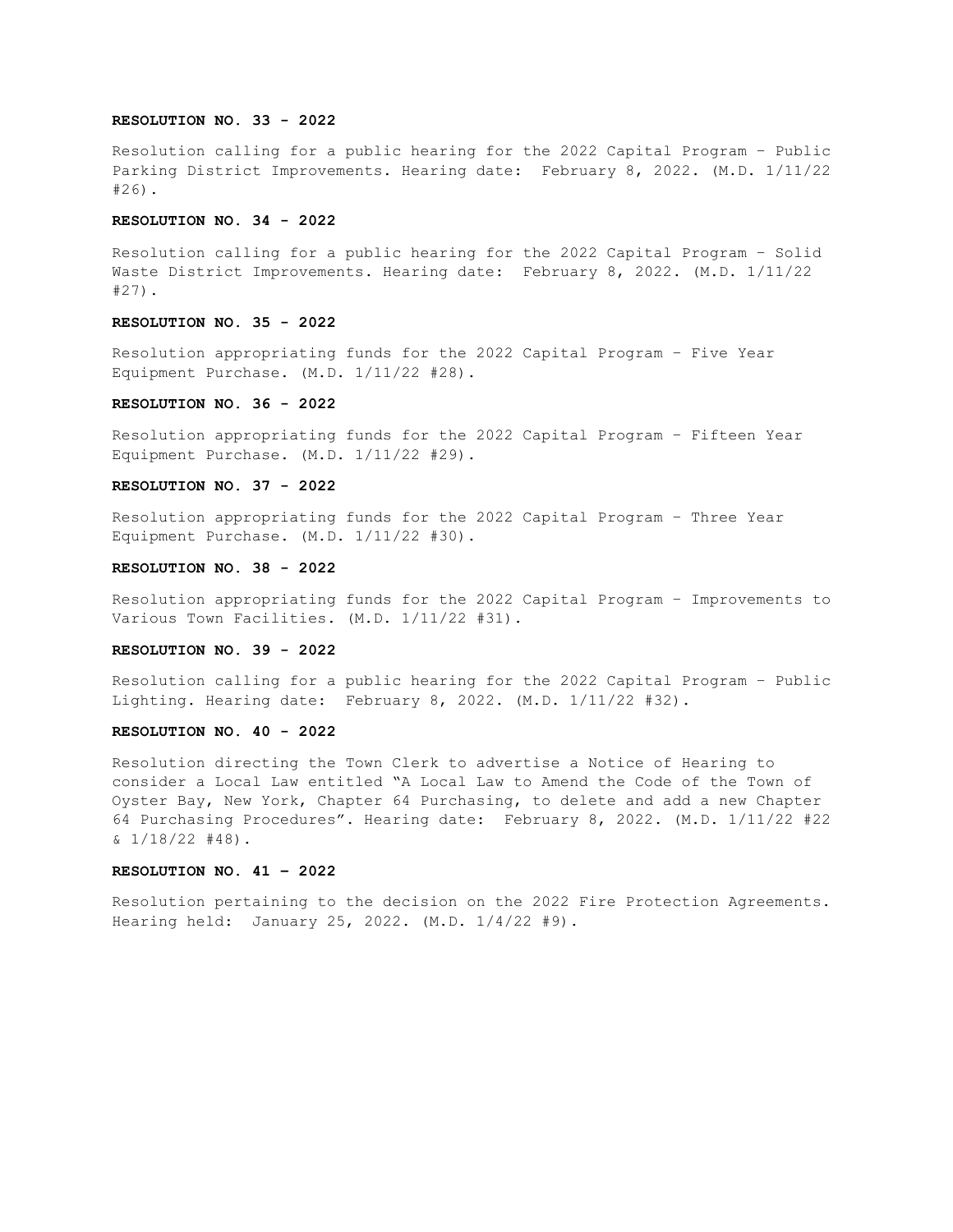**RESOLUTION NO. 33 - 2022**

Resolution calling for a public hearing for the 2022 Capital Program – Public Parking District Improvements. Hearing date: February 8, 2022. (M.D. 1/11/22 #26).

**RESOLUTION NO. 34 - 2022**

Resolution calling for a public hearing for the 2022 Capital Program – Solid Waste District Improvements. Hearing date: February 8, 2022. (M.D. 1/11/22 #27).

**RESOLUTION NO. 35 - 2022**

Resolution appropriating funds for the 2022 Capital Program – Five Year Equipment Purchase. (M.D. 1/11/22 #28).

**RESOLUTION NO. 36 - 2022**

Resolution appropriating funds for the 2022 Capital Program – Fifteen Year Equipment Purchase. (M.D. 1/11/22 #29).

**RESOLUTION NO. 37 - 2022**

Resolution appropriating funds for the 2022 Capital Program – Three Year Equipment Purchase. (M.D. 1/11/22 #30).

**RESOLUTION NO. 38 - 2022**

Resolution appropriating funds for the 2022 Capital Program – Improvements to Various Town Facilities. (M.D. 1/11/22 #31).

**RESOLUTION NO. 39 - 2022**

Resolution calling for a public hearing for the 2022 Capital Program – Public Lighting. Hearing date: February 8, 2022. (M.D. 1/11/22 #32).

**RESOLUTION NO. 40 - 2022**

Resolution directing the Town Clerk to advertise a Notice of Hearing to consider a Local Law entitled "A Local Law to Amend the Code of the Town of Oyster Bay, New York, Chapter 64 Purchasing, to delete and add a new Chapter 64 Purchasing Procedures". Hearing date: February 8, 2022. (M.D. 1/11/22 #22 & 1/18/22 #48).

**RESOLUTION NO. 41 – 2022**

Resolution pertaining to the decision on the 2022 Fire Protection Agreements. Hearing held: January 25, 2022. (M.D. 1/4/22 #9).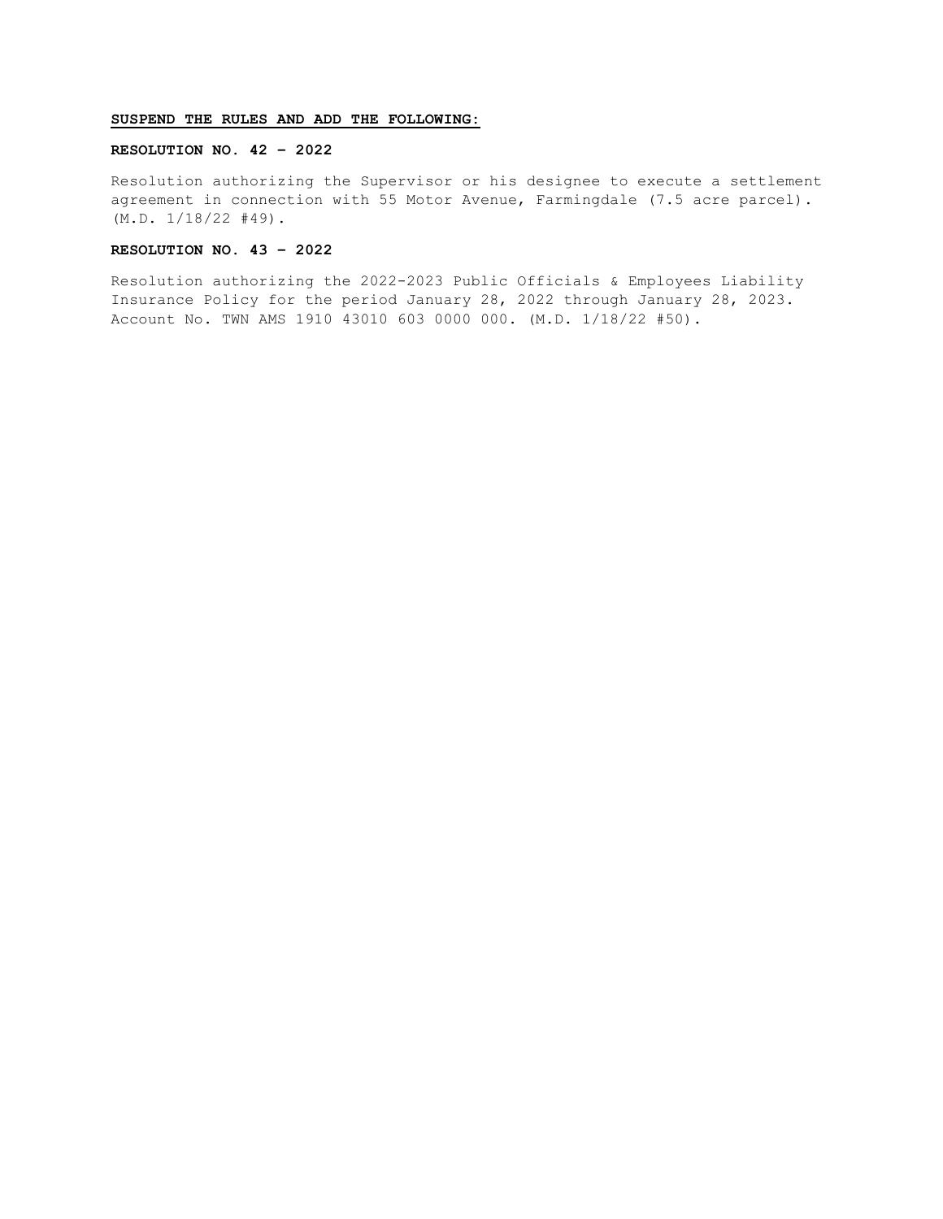**SUSPEND THE RULES AND ADD THE FOLLOWING:**

**RESOLUTION NO. 42 – 2022**

Resolution authorizing the Supervisor or his designee to execute a settlement agreement in connection with 55 Motor Avenue, Farmingdale (7.5 acre parcel). (M.D. 1/18/22 #49).

**RESOLUTION NO. 43 – 2022**

Resolution authorizing the 2022-2023 Public Officials & Employees Liability Insurance Policy for the period January 28, 2022 through January 28, 2023. Account No. TWN AMS 1910 43010 603 0000 000. (M.D. 1/18/22 #50).